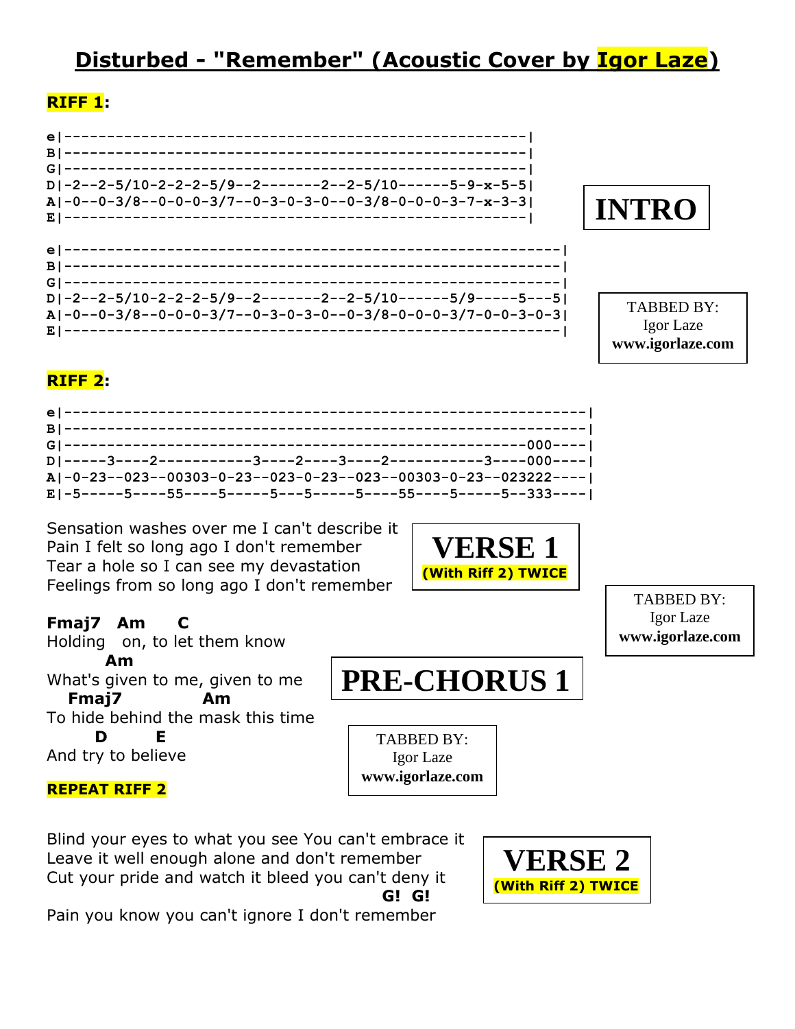# Disturbed - "Remember" (Acoustic Cover by Igor Laze)

**RIFF 1:**

## INTRO

```
e|------------------------------------------------------|
B|------------------------------------------------------|
G|------------------------------------------------------|
D|-2--2-5/10-2-2-2-5/9--2-------2--2-5/10------5-9-x-5-5|
A|-0--0-3/8--0-0-0-3/7--0-3-0-3-0--0-3/8-0-0-0-3-7-x-3-3|
E|------------------------------------------------------|

e|----------------------------------------------------------|
B|----------------------------------------------------------|
G|----------------------------------------------------------|
D|-2--2-5/10-2-2-2-5/9--2-------2--2-5/10------5/9-----5---5|
A|-0--0-3/8--0-0-0-3/7--0-3-0-3-0--0-3/8-0-0-0-3/7-0-0-3-0-3|
E|----------------------------------------------------------|
```

TABBED BY:
Igor Laze
**www.igorlaze.com**

**RIFF 2:**

```
e|-------------------------------------------------------------|
B|-------------------------------------------------------------|
G|-----------------------------------------------------000----|
D|-----3----2-----------3----2----3----2-----------3----000----|
A|-0-23--023--00303-0-23--023-0-23--023--00303-0-23--023222----|
E|-5-----5----55----5-----5---5-----5----55----5-----5--333----|
```

## VERSE 1
**(With Riff 2) TWICE**

Sensation washes over me I can't describe it
Pain I felt so long ago I don't remember
Tear a hole so I can see my devastation
Feelings from so long ago I don't remember

TABBED BY:
Igor Laze
**www.igorlaze.com**

## PRE-CHORUS 1

```
Fmaj7   Am      C
Holding  on, to let them know
          Am
What's given to me, given to me
   Fmaj7          Am
To hide behind the mask this time
      D       E
And try to believe
```

TABBED BY:
Igor Laze
**www.igorlaze.com**

**REPEAT RIFF 2**

## VERSE 2
**(With Riff 2) TWICE**

```
Blind your eyes to what you see You can't embrace it
Leave it well enough alone and don't remember
Cut your pride and watch it bleed you can't deny it
                                          G!  G!
Pain you know you can't ignore I don't remember
```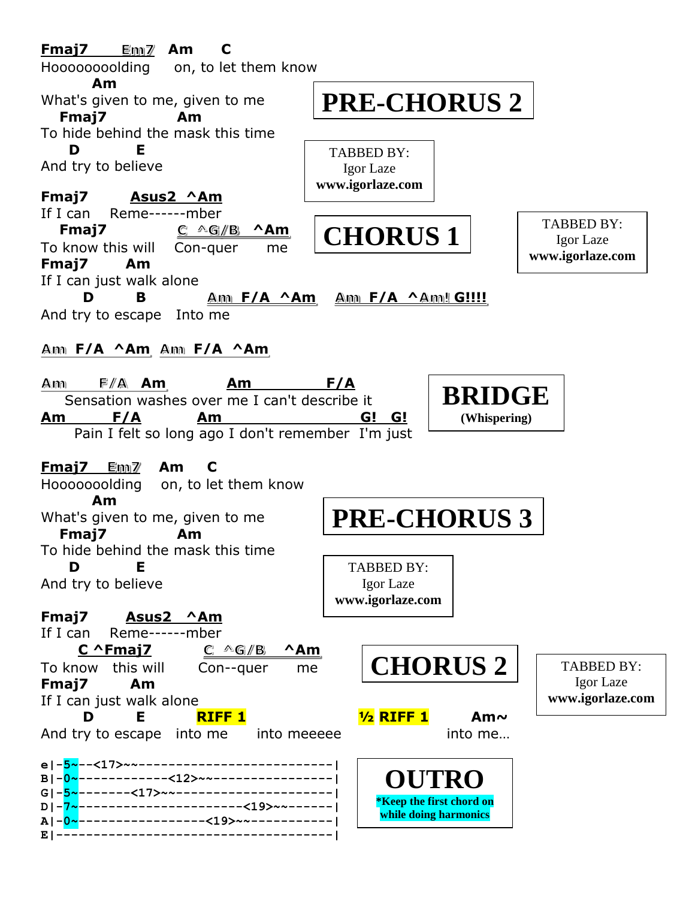```
Fmaj7     Em7   Am     C
Hoooooooolding     on, to let them know
       Am
What's given to me, given to me
   Fmaj7         Am
To hide behind the mask this time
    D        E
And try to believe
```

## PRE-CHORUS 2

TABBED BY:
Igor Laze
**www.igorlaze.com**

```
Fmaj7      Asus2  ^Am
If I can    Reme------mber
   Fmaj7          C  ^G/B   ^Am
To know this will    Con-quer      me
Fmaj7      Am
If I can just walk alone
     D        B          Am  F/A  ^Am   Am  F/A  ^Am! G!!!!
And try to escape   Into me
```

## CHORUS 1

TABBED BY:
Igor Laze
**www.igorlaze.com**

```
Am  F/A  ^Am  Am  F/A  ^Am

Am      F/A   Am         Am           F/A
   Sensation washes over me I can't describe it
Am       F/A        Am                  G!   G!
     Pain I felt so long ago I don't remember  I'm just
```

## BRIDGE
**(Whispering)**

```
Fmaj7   Em7    Am    C
Hoooooooolding    on, to let them know
       Am
What's given to me, given to me
   Fmaj7         Am
To hide behind the mask this time
    D        E
And try to believe
```

## PRE-CHORUS 3

TABBED BY:
Igor Laze
**www.igorlaze.com**

```
Fmaj7      Asus2  ^Am
If I can    Reme------mber
     C ^Fmaj7       C  ^G/B    ^Am
To know   this will      Con--quer      me
Fmaj7       Am
If I can just walk alone
     D        E       RIFF 1                ½ RIFF 1       Am~
And try to escape   into me     into meeeee             into me...
```

## CHORUS 2

TABBED BY:
Igor Laze
**www.igorlaze.com**

```
e|-5~--<17>~~---------------------------|
B|-0~-------------<12>~~----------------|
G|-5~-------<17>~~----------------------|
D|-7~---------------------<19>~~--------|
A|-0~-----------------<19>~~------------|
E|--------------------------------------|
```

## OUTRO

***Keep the first chord on while doing harmonics**